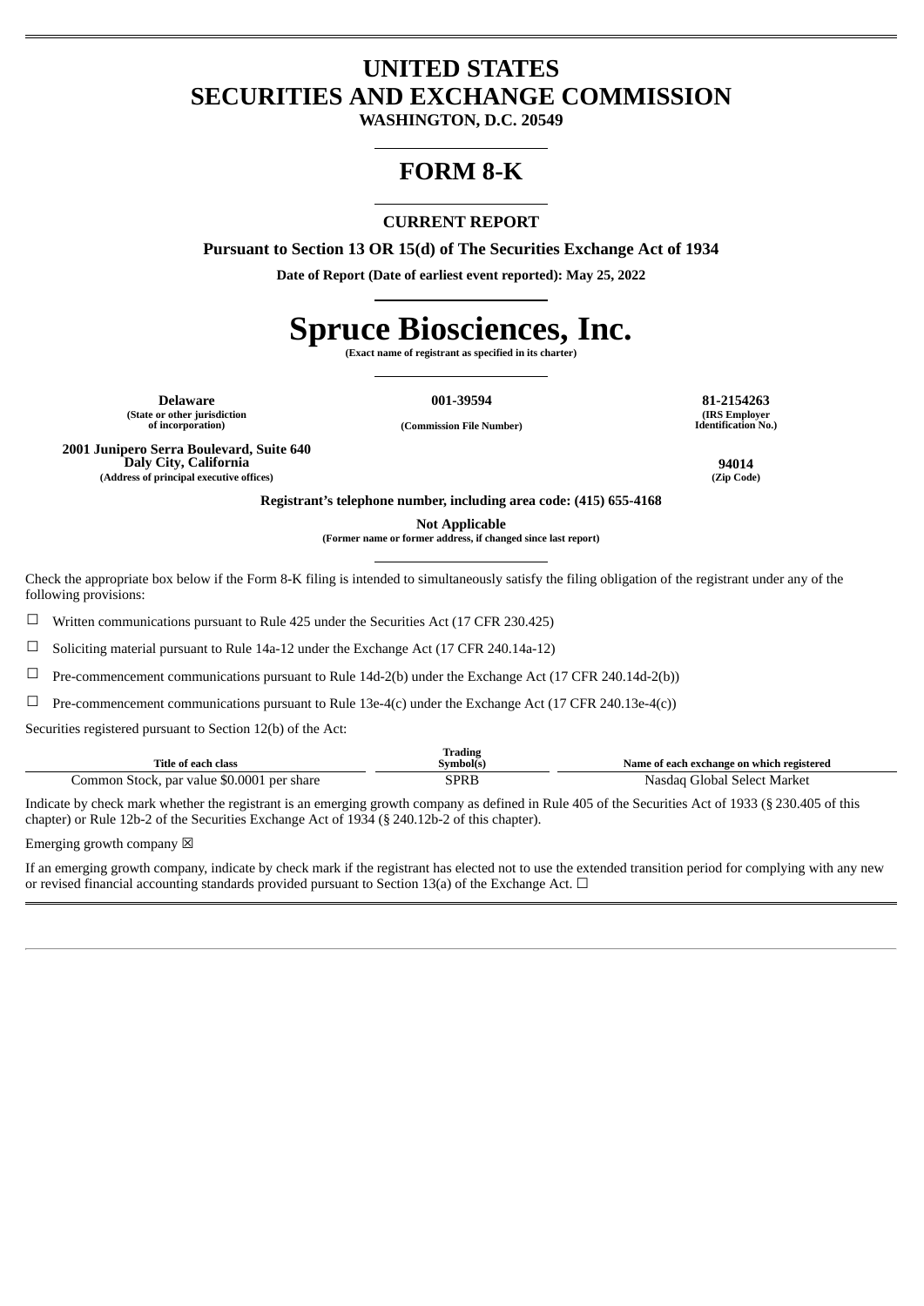# UNITED STATES
# SECURITIES AND EXCHANGE COMMISSION

**WASHINGTON, D.C. 20549**

## FORM 8-K

### CURRENT REPORT

**Pursuant to Section 13 OR 15(d) of The Securities Exchange Act of 1934**

**Date of Report (Date of earliest event reported): May 25, 2022**

# Spruce Biosciences, Inc.

**(Exact name of registrant as specified in its charter)**

| **Delaware** | **001-39594** | **81-2154263** |
|---|---|---|
| (State or other jurisdiction of incorporation) | (Commission File Number) | (IRS Employer Identification No.) |

| **2001 Junipero Serra Boulevard, Suite 640 Daly City, California** | **94014** |
|---|---|
| (Address of principal executive offices) | (Zip Code) |

**Registrant's telephone number, including area code: (415) 655-4168**

**Not Applicable**
**(Former name or former address, if changed since last report)**

Check the appropriate box below if the Form 8-K filing is intended to simultaneously satisfy the filing obligation of the registrant under any of the following provisions:

☐ Written communications pursuant to Rule 425 under the Securities Act (17 CFR 230.425)

☐ Soliciting material pursuant to Rule 14a-12 under the Exchange Act (17 CFR 240.14a-12)

☐ Pre-commencement communications pursuant to Rule 14d-2(b) under the Exchange Act (17 CFR 240.14d-2(b))

☐ Pre-commencement communications pursuant to Rule 13e-4(c) under the Exchange Act (17 CFR 240.13e-4(c))

Securities registered pursuant to Section 12(b) of the Act:

| Title of each class | Trading Symbol(s) | Name of each exchange on which registered |
|---|---|---|
| Common Stock, par value $0.0001 per share | SPRB | Nasdaq Global Select Market |

Indicate by check mark whether the registrant is an emerging growth company as defined in Rule 405 of the Securities Act of 1933 (§ 230.405 of this chapter) or Rule 12b-2 of the Securities Exchange Act of 1934 (§ 240.12b-2 of this chapter).

Emerging growth company ☒

If an emerging growth company, indicate by check mark if the registrant has elected not to use the extended transition period for complying with any new or revised financial accounting standards provided pursuant to Section 13(a) of the Exchange Act. ☐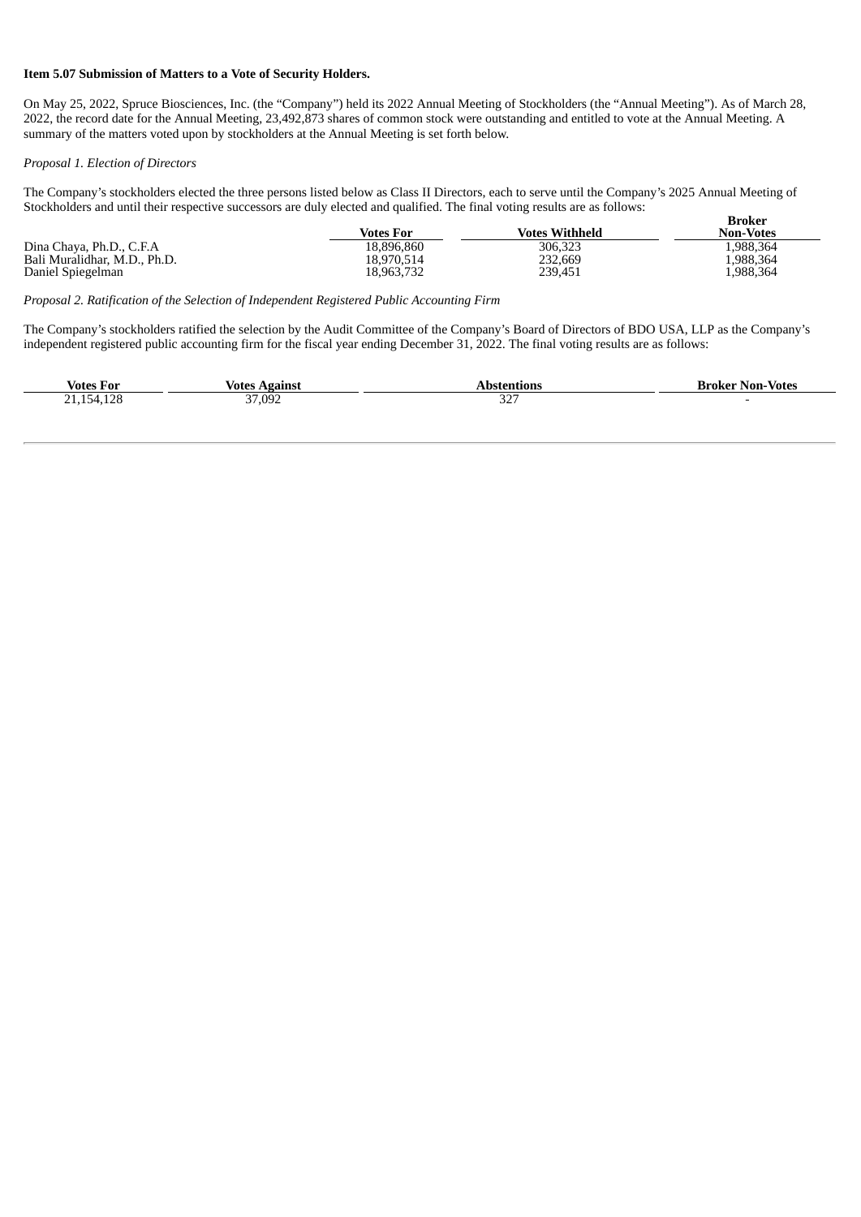**Item 5.07 Submission of Matters to a Vote of Security Holders.**

On May 25, 2022, Spruce Biosciences, Inc. (the "Company") held its 2022 Annual Meeting of Stockholders (the "Annual Meeting"). As of March 28, 2022, the record date for the Annual Meeting, 23,492,873 shares of common stock were outstanding and entitled to vote at the Annual Meeting. A summary of the matters voted upon by stockholders at the Annual Meeting is set forth below.

*Proposal 1. Election of Directors*

The Company's stockholders elected the three persons listed below as Class II Directors, each to serve until the Company's 2025 Annual Meeting of Stockholders and until their respective successors are duly elected and qualified. The final voting results are as follows:

| | Votes For | Votes Withheld | Broker Non-Votes |
|---|---|---|---|
| Dina Chaya, Ph.D., C.F.A | 18,896,860 | 306,323 | 1,988,364 |
| Bali Muralidhar, M.D., Ph.D. | 18,970,514 | 232,669 | 1,988,364 |
| Daniel Spiegelman | 18,963,732 | 239,451 | 1,988,364 |

*Proposal 2. Ratification of the Selection of Independent Registered Public Accounting Firm*

The Company's stockholders ratified the selection by the Audit Committee of the Company's Board of Directors of BDO USA, LLP as the Company's independent registered public accounting firm for the fiscal year ending December 31, 2022. The final voting results are as follows:

| Votes For | Votes Against | Abstentions | Broker Non-Votes |
|---|---|---|---|
| 21,154,128 | 37,092 | 327 | - |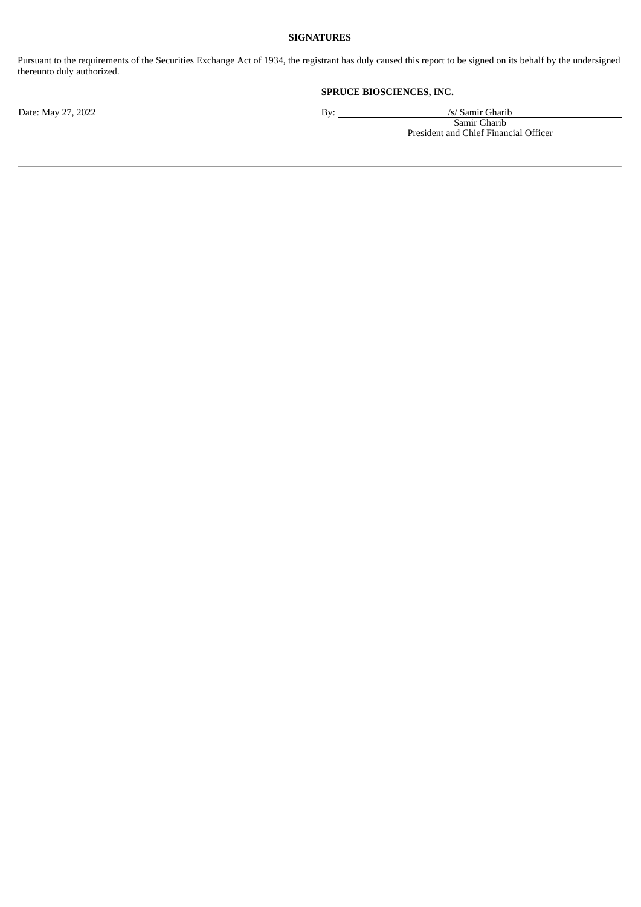**SIGNATURES**

Pursuant to the requirements of the Securities Exchange Act of 1934, the registrant has duly caused this report to be signed on its behalf by the undersigned thereunto duly authorized.

| | |
|---|---|
| | **SPRUCE BIOSCIENCES, INC.** |
| Date: May 27, 2022 | By: /s/ Samir Gharib |
| | Samir Gharib |
| | President and Chief Financial Officer |